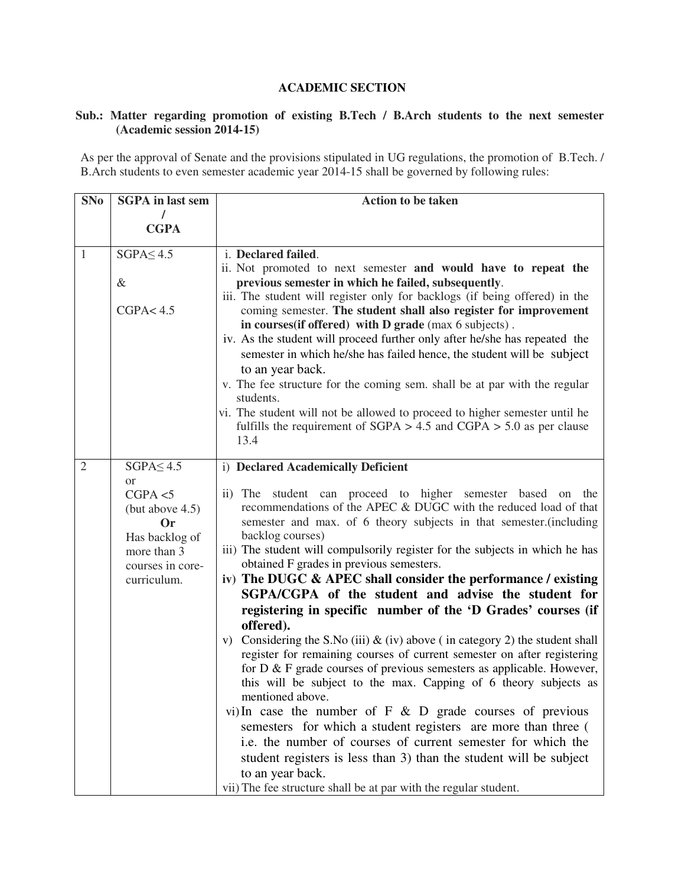# ACADEMIC SECTION

**Sub.: Matter regarding promotion of existing B.Tech / B.Arch students to the next semester (Academic session 2014-15)**

As per the approval of Senate and the provisions stipulated in UG regulations, the promotion of B.Tech. / B.Arch students to even semester academic year 2014-15 shall be governed by following rules:

| SNo | SGPA in last sem / CGPA | Action to be taken |
|---|---|---|
| 1 | SGPA≤ 4.5<br><br>&<br><br>CGPA< 4.5 | i. **Declared failed**.<br>ii. Not promoted to next semester **and would have to repeat the previous semester in which he failed, subsequently**.<br>iii. The student will register only for backlogs (if being offered) in the coming semester. **The student shall also register for improvement in courses(if offered) with D grade** (max 6 subjects) .<br>iv. As the student will proceed further only after he/she has repeated the semester in which he/she has failed hence, the student will be subject to an year back.<br>v. The fee structure for the coming sem. shall be at par with the regular students.<br>vi. The student will not be allowed to proceed to higher semester until he fulfills the requirement of SGPA > 4.5 and CGPA > 5.0 as per clause 13.4 |
| 2 | SGPA≤ 4.5<br>or<br>CGPA <5<br>(but above 4.5)<br>**Or**<br>Has backlog of more than 3 courses in core-curriculum. | i) **Declared Academically Deficient**<br>ii) The student can proceed to higher semester based on the recommendations of the APEC & DUGC with the reduced load of that semester and max. of 6 theory subjects in that semester.(including backlog courses)<br>iii) The student will compulsorily register for the subjects in which he has obtained F grades in previous semesters.<br>iv) **The DUGC & APEC shall consider the performance / existing SGPA/CGPA of the student and advise the student for registering in specific number of the 'D Grades' courses (if offered).**<br>v) Considering the S.No (iii) & (iv) above ( in category 2) the student shall register for remaining courses of current semester on after registering for D & F grade courses of previous semesters as applicable. However, this will be subject to the max. Capping of 6 theory subjects as mentioned above.<br>vi) In case the number of F & D grade courses of previous semesters for which a student registers are more than three ( i.e. the number of courses of current semester for which the student registers is less than 3) than the student will be subject to an year back.<br>vii) The fee structure shall be at par with the regular student. |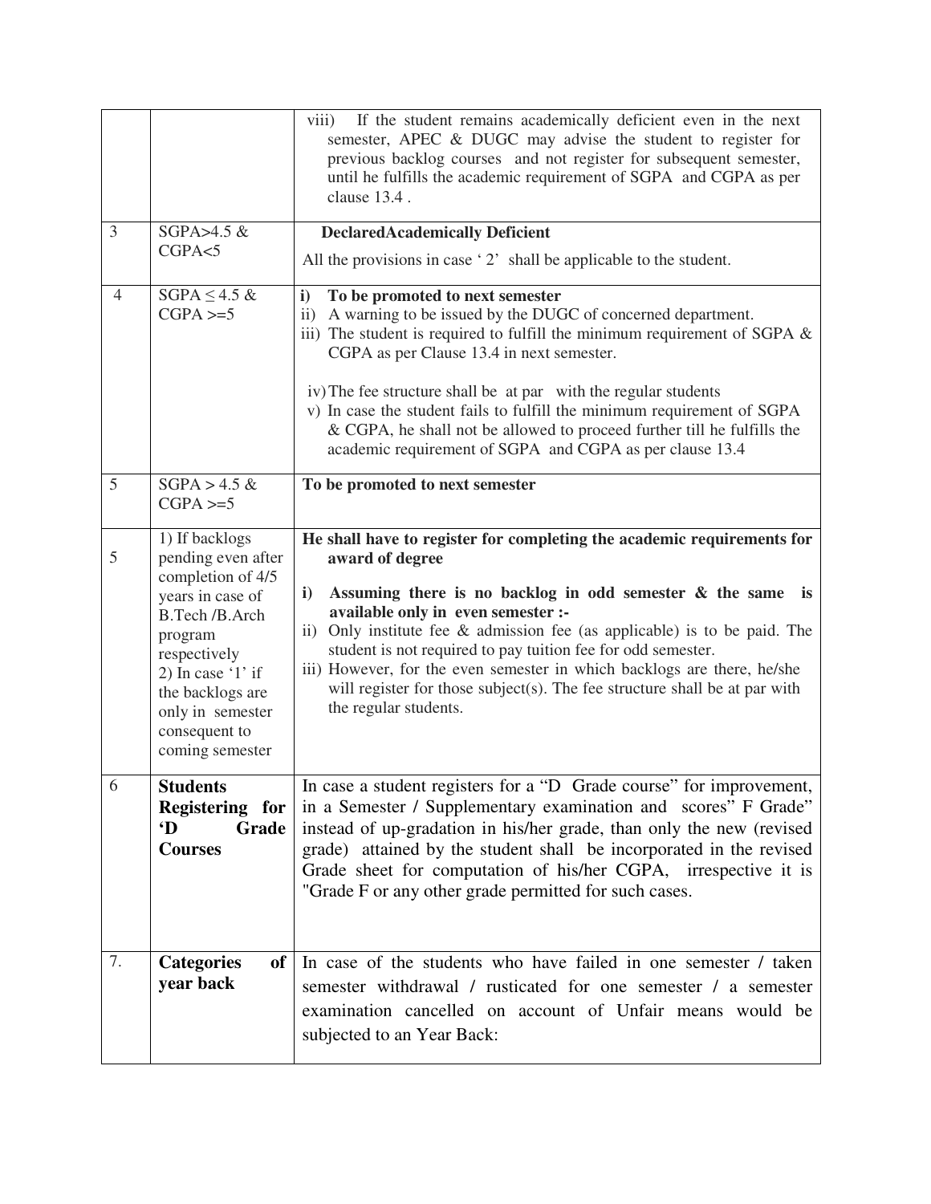| | | |
|---|---|---|
| | | viii) If the student remains academically deficient even in the next semester, APEC & DUGC may advise the student to register for previous backlog courses and not register for subsequent semester, until he fulfills the academic requirement of SGPA and CGPA as per clause 13.4 . |
| 3 | SGPA>4.5 & CGPA<5 | **DeclaredAcademically Deficient**<br>All the provisions in case ' 2' shall be applicable to the student. |
| 4 | SGPA ≤ 4.5 & CGPA >=5 | **i) To be promoted to next semester**<br>ii) A warning to be issued by the DUGC of concerned department.<br>iii) The student is required to fulfill the minimum requirement of SGPA & CGPA as per Clause 13.4 in next semester.<br>iv) The fee structure shall be at par with the regular students<br>v) In case the student fails to fulfill the minimum requirement of SGPA & CGPA, he shall not be allowed to proceed further till he fulfills the academic requirement of SGPA and CGPA as per clause 13.4 |
| 5 | SGPA > 4.5 & CGPA >=5 | **To be promoted to next semester** |
| 5 | 1) If backlogs pending even after completion of 4/5 years in case of B.Tech /B.Arch program respectively<br>2) In case '1' if the backlogs are only in semester consequent to coming semester | **He shall have to register for completing the academic requirements for award of degree**<br>**i) Assuming there is no backlog in odd semester & the same is available only in even semester :-**<br>ii) Only institute fee & admission fee (as applicable) is to be paid. The student is not required to pay tuition fee for odd semester.<br>iii) However, for the even semester in which backlogs are there, he/she will register for those subject(s). The fee structure shall be at par with the regular students. |
| 6 | **Students Registering for 'D Grade Courses** | In case a student registers for a "D Grade course" for improvement, in a Semester / Supplementary examination and scores" F Grade" instead of up-gradation in his/her grade, than only the new (revised grade) attained by the student shall be incorporated in the revised Grade sheet for computation of his/her CGPA, irrespective it is "Grade F or any other grade permitted for such cases. |
| 7. | **Categories of year back** | In case of the students who have failed in one semester / taken semester withdrawal / rusticated for one semester / a semester examination cancelled on account of Unfair means would be subjected to an Year Back: |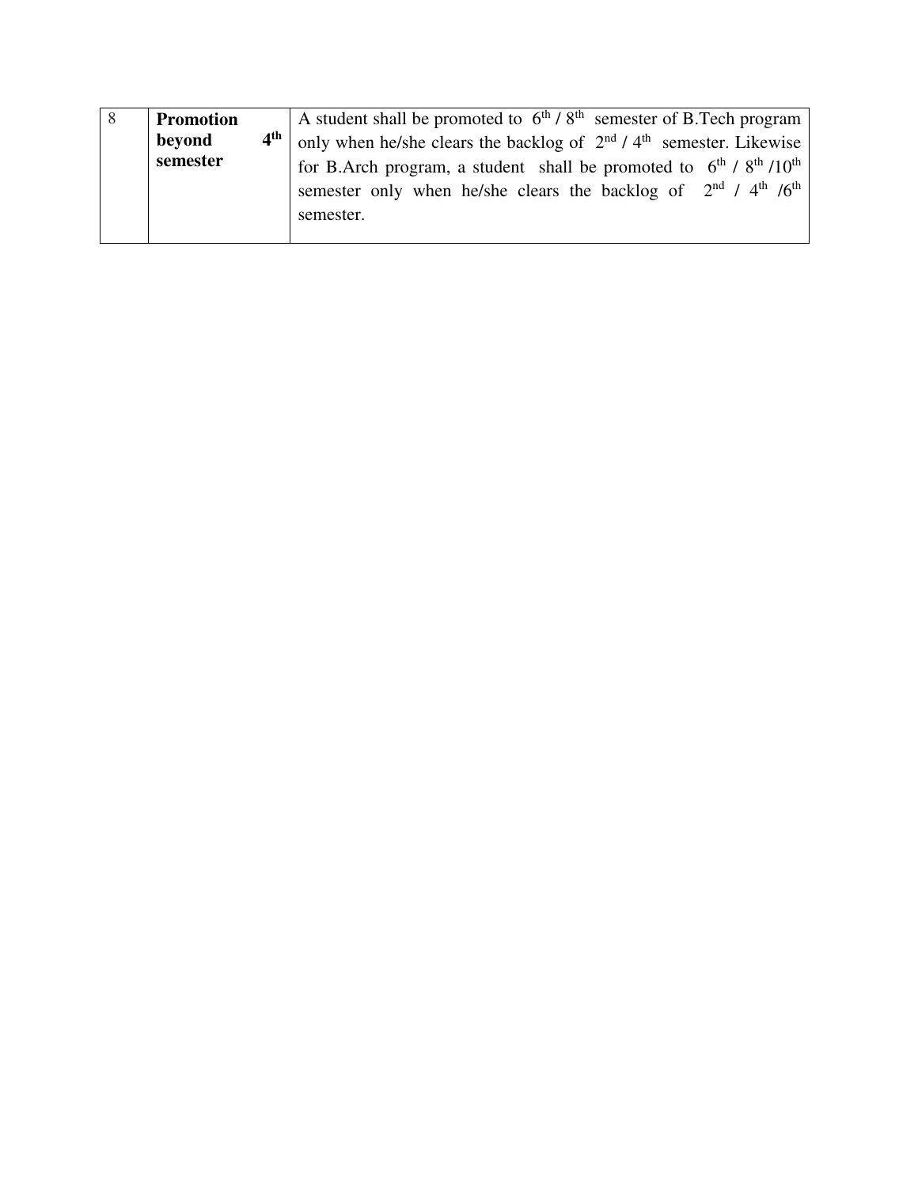| | | |
|---|---|---|
| 8 | **Promotion beyond 4th semester** | A student shall be promoted to 6th / 8th semester of B.Tech program only when he/she clears the backlog of 2nd / 4th semester. Likewise for B.Arch program, a student shall be promoted to 6th / 8th /10th semester only when he/she clears the backlog of 2nd / 4th /6th semester. |